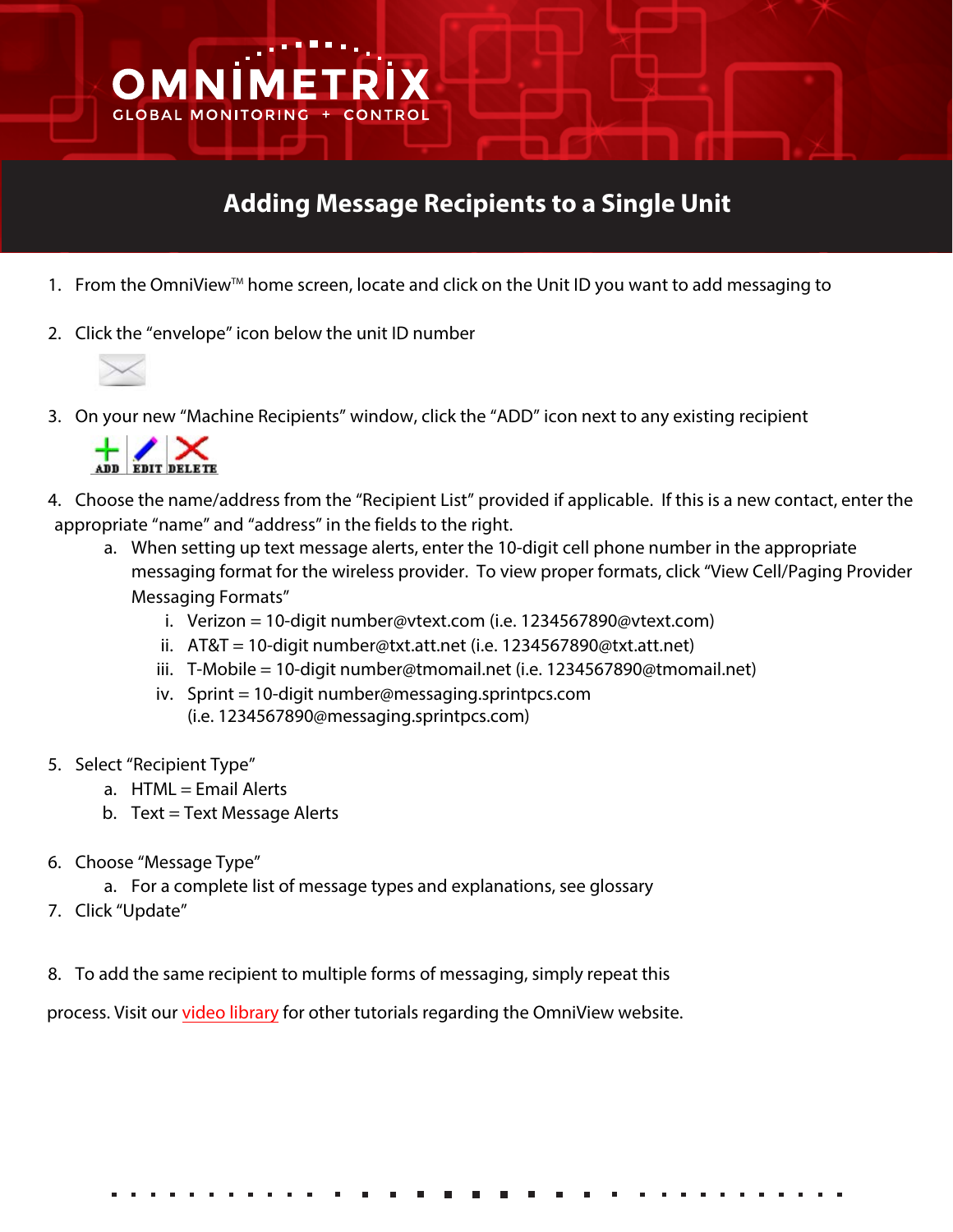OMNIMETRIX

GLOBAL MONITORING + CONTROL

# Adding Message Recipients to a Single Unit

1. From the OmniView™ home screen, locate and click on the Unit ID you want to add messaging to
2. Click the "envelope" icon below the unit ID number
3. On your new "Machine Recipients" window, click the "ADD" icon next to any existing recipient

   ADD EDIT DELETE

4. Choose the name/address from the "Recipient List" provided if applicable. If this is a new contact, enter the appropriate "name" and "address" in the fields to the right.
   a. When setting up text message alerts, enter the 10-digit cell phone number in the appropriate messaging format for the wireless provider. To view proper formats, click "View Cell/Paging Provider Messaging Formats"
      i. Verizon = 10-digit number@vtext.com (i.e. 1234567890@vtext.com)
      ii. AT&T = 10-digit number@txt.att.net (i.e. 1234567890@txt.att.net)
      iii. T-Mobile = 10-digit number@tmomail.net (i.e. 1234567890@tmomail.net)
      iv. Sprint = 10-digit number@messaging.sprintpcs.com (i.e. 1234567890@messaging.sprintpcs.com)
5. Select "Recipient Type"
   a. HTML = Email Alerts
   b. Text = Text Message Alerts
6. Choose "Message Type"
   a. For a complete list of message types and explanations, see glossary
7. Click "Update"
8. To add the same recipient to multiple forms of messaging, simply repeat this

process. Visit our video library for other tutorials regarding the OmniView website.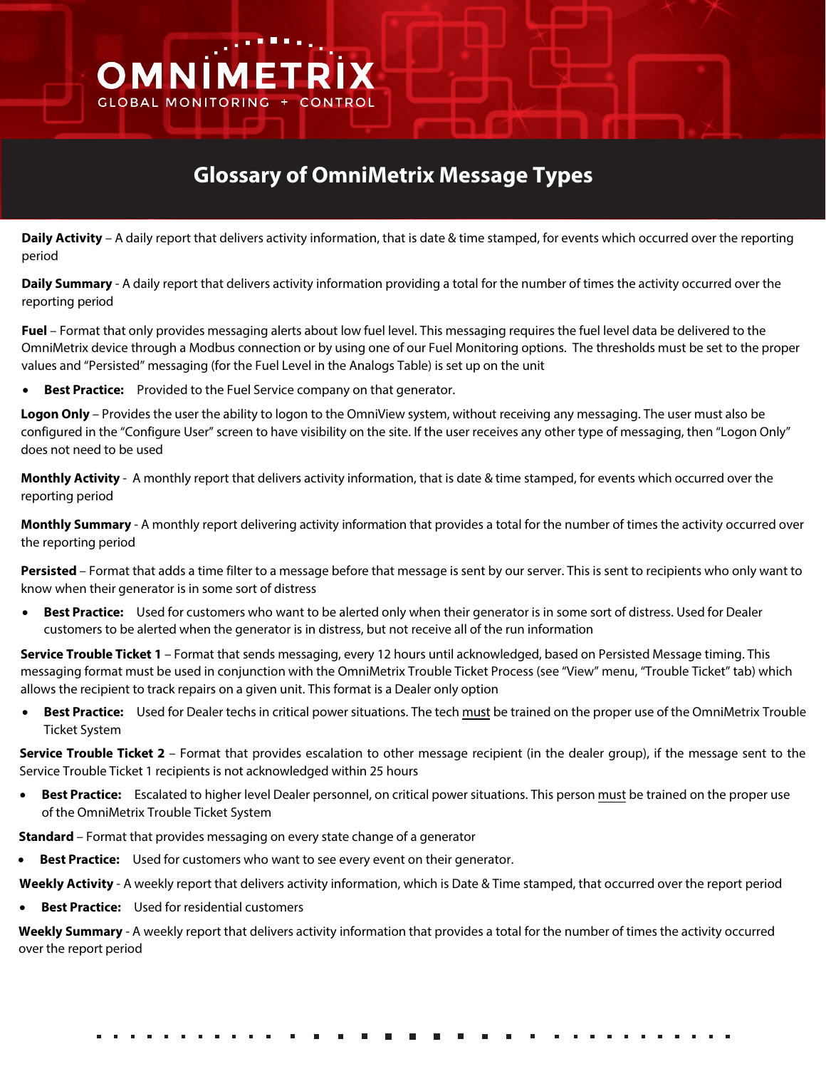OMNIMETRIX

GLOBAL MONITORING + CONTROL

# Glossary of OmniMetrix Message Types

**Daily Activity** – A daily report that delivers activity information, that is date & time stamped, for events which occurred over the reporting period

**Daily Summary** - A daily report that delivers activity information providing a total for the number of times the activity occurred over the reporting period

**Fuel** – Format that only provides messaging alerts about low fuel level. This messaging requires the fuel level data be delivered to the OmniMetrix device through a Modbus connection or by using one of our Fuel Monitoring options. The thresholds must be set to the proper values and "Persisted" messaging (for the Fuel Level in the Analogs Table) is set up on the unit

- **Best Practice:** Provided to the Fuel Service company on that generator.

**Logon Only** – Provides the user the ability to logon to the OmniView system, without receiving any messaging. The user must also be configured in the "Configure User" screen to have visibility on the site. If the user receives any other type of messaging, then "Logon Only" does not need to be used

**Monthly Activity** - A monthly report that delivers activity information, that is date & time stamped, for events which occurred over the reporting period

**Monthly Summary** - A monthly report delivering activity information that provides a total for the number of times the activity occurred over the reporting period

**Persisted** – Format that adds a time filter to a message before that message is sent by our server. This is sent to recipients who only want to know when their generator is in some sort of distress

- **Best Practice:** Used for customers who want to be alerted only when their generator is in some sort of distress. Used for Dealer customers to be alerted when the generator is in distress, but not receive all of the run information

**Service Trouble Ticket 1** – Format that sends messaging, every 12 hours until acknowledged, based on Persisted Message timing. This messaging format must be used in conjunction with the OmniMetrix Trouble Ticket Process (see "View" menu, "Trouble Ticket" tab) which allows the recipient to track repairs on a given unit. This format is a Dealer only option

- **Best Practice:** Used for Dealer techs in critical power situations. The tech <u>must</u> be trained on the proper use of the OmniMetrix Trouble Ticket System

**Service Trouble Ticket 2** – Format that provides escalation to other message recipient (in the dealer group), if the message sent to the Service Trouble Ticket 1 recipients is not acknowledged within 25 hours

- **Best Practice:** Escalated to higher level Dealer personnel, on critical power situations. This person <u>must</u> be trained on the proper use of the OmniMetrix Trouble Ticket System

**Standard** – Format that provides messaging on every state change of a generator

- **Best Practice:** Used for customers who want to see every event on their generator.

**Weekly Activity** - A weekly report that delivers activity information, which is Date & Time stamped, that occurred over the report period

- **Best Practice:** Used for residential customers

**Weekly Summary** - A weekly report that delivers activity information that provides a total for the number of times the activity occurred over the report period